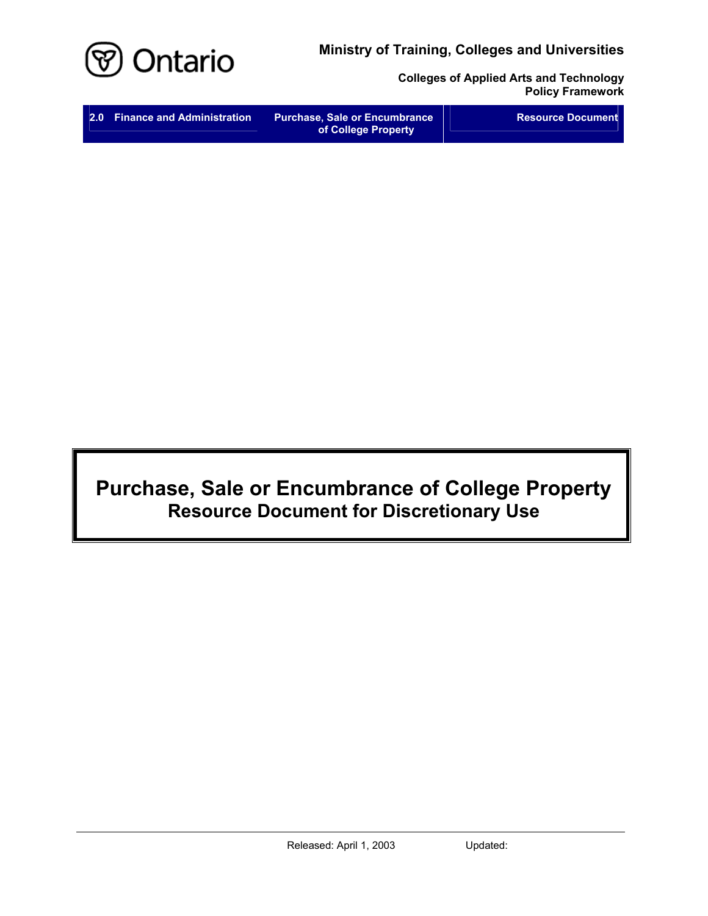Ministry of Training, Colleges and Universities

Colleges of Applied Arts and Technology
Policy Framework

| 2.0 Finance and Administration | Purchase, Sale or Encumbrance of College Property | Resource Document |
|---|---|---|

# Purchase, Sale or Encumbrance of College Property
## Resource Document for Discretionary Use

Released: April 1, 2003 Updated: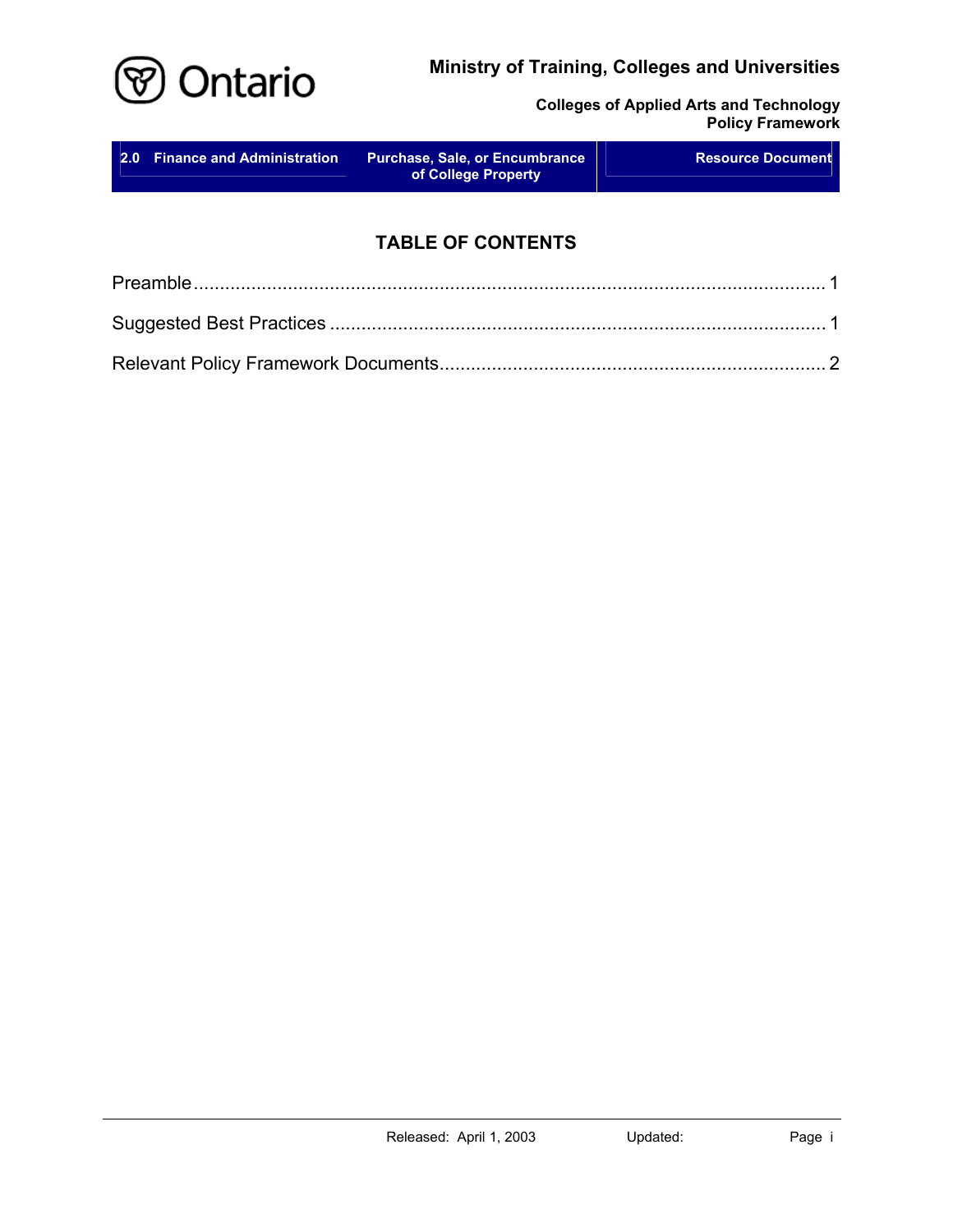## TABLE OF CONTENTS

Preamble ..................................................................................................................... 1

Suggested Best Practices ............................................................................................. 1

Relevant Policy Framework Documents ....................................................................... 2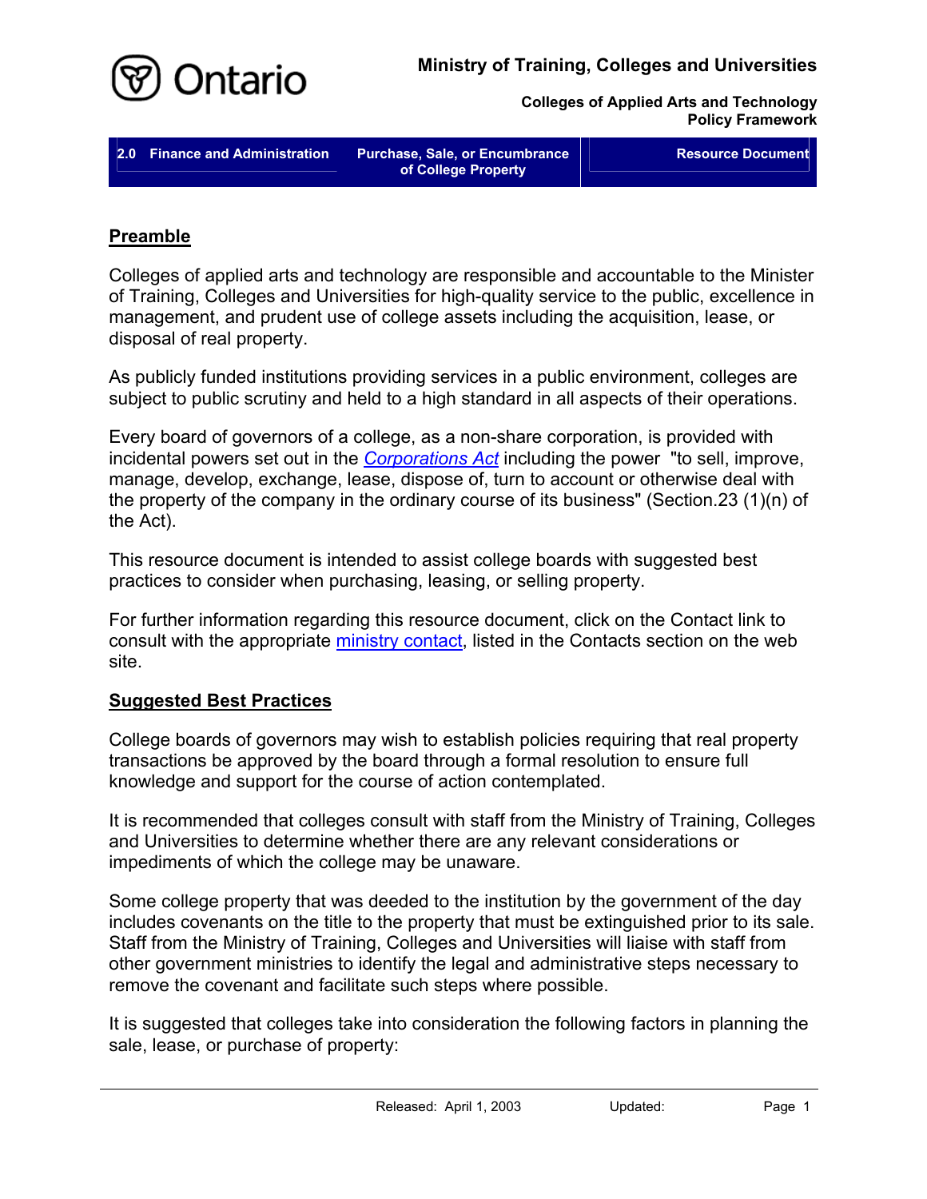## Preamble

Colleges of applied arts and technology are responsible and accountable to the Minister of Training, Colleges and Universities for high-quality service to the public, excellence in management, and prudent use of college assets including the acquisition, lease, or disposal of real property.

As publicly funded institutions providing services in a public environment, colleges are subject to public scrutiny and held to a high standard in all aspects of their operations.

Every board of governors of a college, as a non-share corporation, is provided with incidental powers set out in the *Corporations Act* including the power "to sell, improve, manage, develop, exchange, lease, dispose of, turn to account or otherwise deal with the property of the company in the ordinary course of its business" (Section.23 (1)(n) of the Act).

This resource document is intended to assist college boards with suggested best practices to consider when purchasing, leasing, or selling property.

For further information regarding this resource document, click on the Contact link to consult with the appropriate ministry contact, listed in the Contacts section on the web site.

## Suggested Best Practices

College boards of governors may wish to establish policies requiring that real property transactions be approved by the board through a formal resolution to ensure full knowledge and support for the course of action contemplated.

It is recommended that colleges consult with staff from the Ministry of Training, Colleges and Universities to determine whether there are any relevant considerations or impediments of which the college may be unaware.

Some college property that was deeded to the institution by the government of the day includes covenants on the title to the property that must be extinguished prior to its sale. Staff from the Ministry of Training, Colleges and Universities will liaise with staff from other government ministries to identify the legal and administrative steps necessary to remove the covenant and facilitate such steps where possible.

It is suggested that colleges take into consideration the following factors in planning the sale, lease, or purchase of property: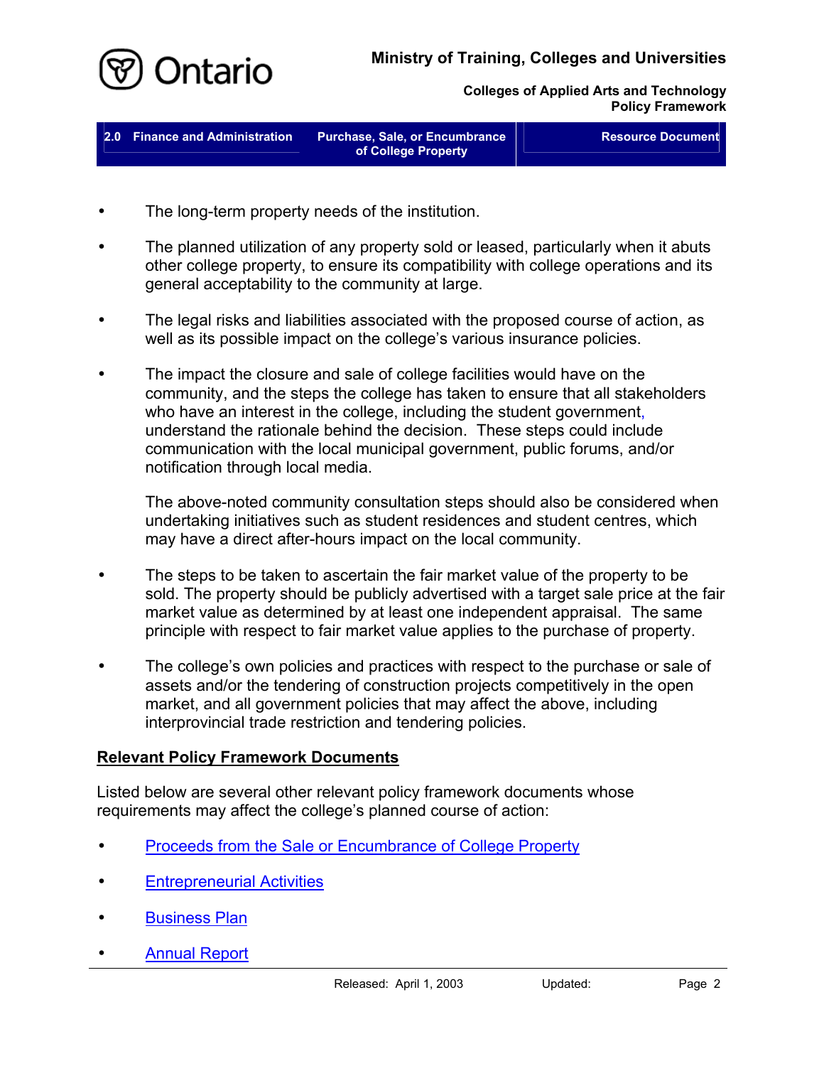- The long-term property needs of the institution.

- The planned utilization of any property sold or leased, particularly when it abuts other college property, to ensure its compatibility with college operations and its general acceptability to the community at large.

- The legal risks and liabilities associated with the proposed course of action, as well as its possible impact on the college's various insurance policies.

- The impact the closure and sale of college facilities would have on the community, and the steps the college has taken to ensure that all stakeholders who have an interest in the college, including the student government, understand the rationale behind the decision. These steps could include communication with the local municipal government, public forums, and/or notification through local media.

  The above-noted community consultation steps should also be considered when undertaking initiatives such as student residences and student centres, which may have a direct after-hours impact on the local community.

- The steps to be taken to ascertain the fair market value of the property to be sold. The property should be publicly advertised with a target sale price at the fair market value as determined by at least one independent appraisal. The same principle with respect to fair market value applies to the purchase of property.

- The college's own policies and practices with respect to the purchase or sale of assets and/or the tendering of construction projects competitively in the open market, and all government policies that may affect the above, including interprovincial trade restriction and tendering policies.

## Relevant Policy Framework Documents

Listed below are several other relevant policy framework documents whose requirements may affect the college's planned course of action:

- Proceeds from the Sale or Encumbrance of College Property

- Entrepreneurial Activities

- Business Plan

- Annual Report